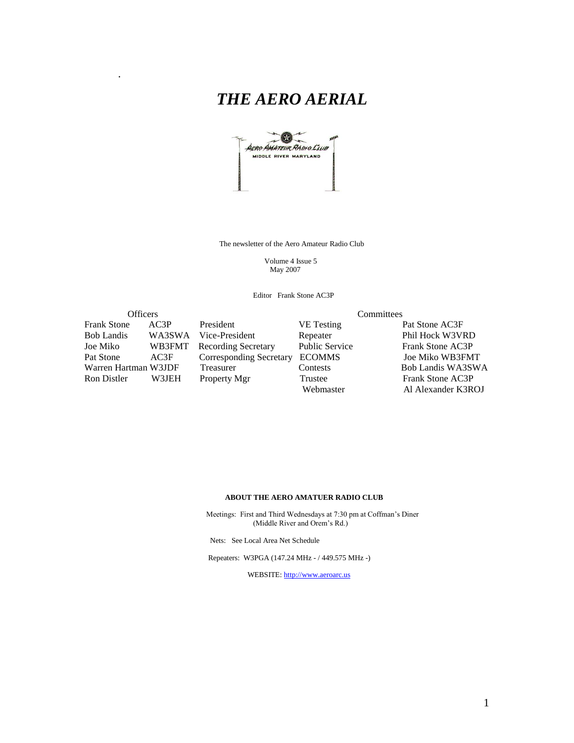# *THE AERO AERIAL*

The newsletter of the Aero Amateur Radio Club

Volume 4 Issue 5
May 2007

Editor Frank Stone AC3P

| Officers | | | Committees | |
|---|---|---|---|---|
| Frank Stone | AC3P | President | VE Testing | Pat Stone AC3F |
| Bob Landis | WA3SWA | Vice-President | Repeater | Phil Hock W3VRD |
| Joe Miko | WB3FMT | Recording Secretary | Public Service | Frank Stone AC3P |
| Pat Stone | AC3F | Corresponding Secretary | ECOMMS | Joe Miko WB3FMT |
| Warren Hartman | W3JDF | Treasurer | Contests | Bob Landis WA3SWA |
| Ron Distler | W3JEH | Property Mgr | Trustee | Frank Stone AC3P |
| | | | Webmaster | Al Alexander K3ROJ |

**ABOUT THE AERO AMATUER RADIO CLUB**

Meetings: First and Third Wednesdays at 7:30 pm at Coffman's Diner (Middle River and Orem's Rd.)

Nets: See Local Area Net Schedule

Repeaters: W3PGA (147.24 MHz - / 449.575 MHz -)

WEBSITE: http://www.aeroarc.us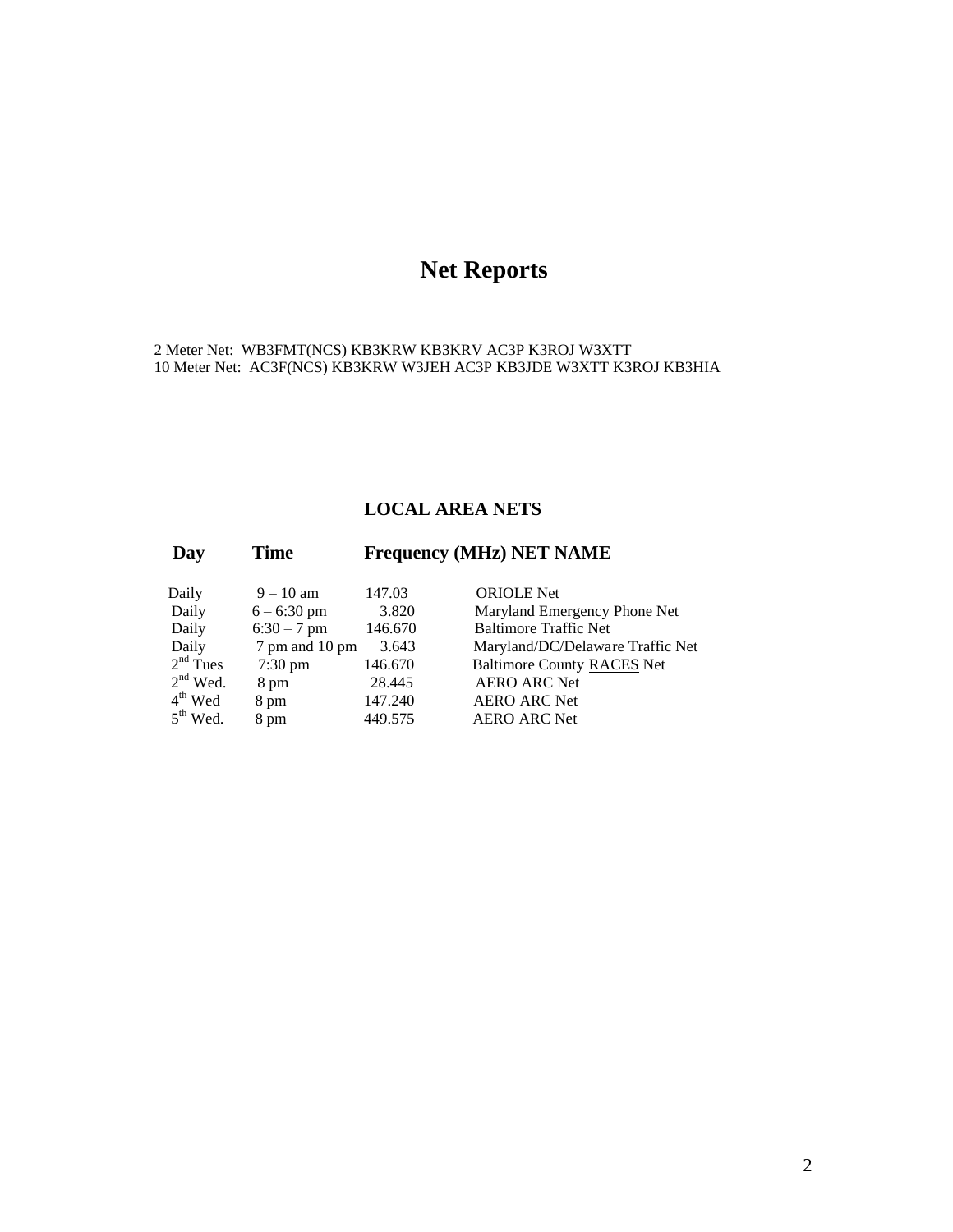# Net Reports

2 Meter Net: WB3FMT(NCS) KB3KRW KB3KRV AC3P K3ROJ W3XTT
10 Meter Net: AC3F(NCS) KB3KRW W3JEH AC3P KB3JDE W3XTT K3ROJ KB3HIA

## LOCAL AREA NETS

| Day | Time | Frequency (MHz) | NET NAME |
|---|---|---|---|
| Daily | 9 – 10 am | 147.03 | ORIOLE Net |
| Daily | 6 – 6:30 pm | 3.820 | Maryland Emergency Phone Net |
| Daily | 6:30 – 7 pm | 146.670 | Baltimore Traffic Net |
| Daily | 7 pm and 10 pm | 3.643 | Maryland/DC/Delaware Traffic Net |
| 2nd Tues | 7:30 pm | 146.670 | Baltimore County RACES Net |
| 2nd Wed. | 8 pm | 28.445 | AERO ARC Net |
| 4th Wed | 8 pm | 147.240 | AERO ARC Net |
| 5th Wed. | 8 pm | 449.575 | AERO ARC Net |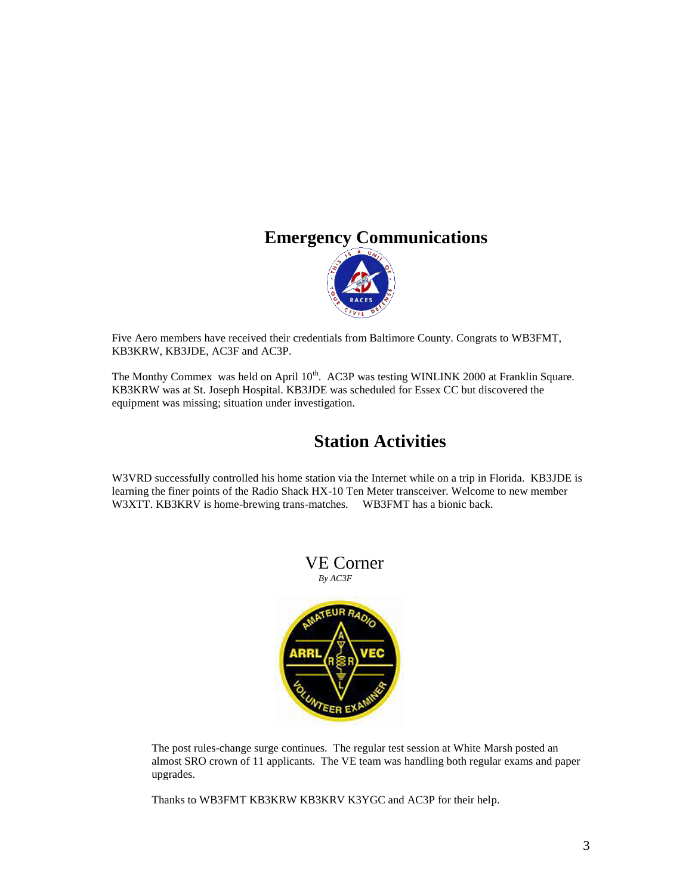## Emergency Communications

Five Aero members have received their credentials from Baltimore County. Congrats to WB3FMT, KB3KRW, KB3JDE, AC3F and AC3P.

The Monthy Commex was held on April 10th. AC3P was testing WINLINK 2000 at Franklin Square. KB3KRW was at St. Joseph Hospital. KB3JDE was scheduled for Essex CC but discovered the equipment was missing; situation under investigation.

## Station Activities

W3VRD successfully controlled his home station via the Internet while on a trip in Florida. KB3JDE is learning the finer points of the Radio Shack HX-10 Ten Meter transceiver. Welcome to new member W3XTT. KB3KRV is home-brewing trans-matches. WB3FMT has a bionic back.

## VE Corner

*By AC3F*

The post rules-change surge continues. The regular test session at White Marsh posted an almost SRO crown of 11 applicants. The VE team was handling both regular exams and paper upgrades.

Thanks to WB3FMT KB3KRW KB3KRV K3YGC and AC3P for their help.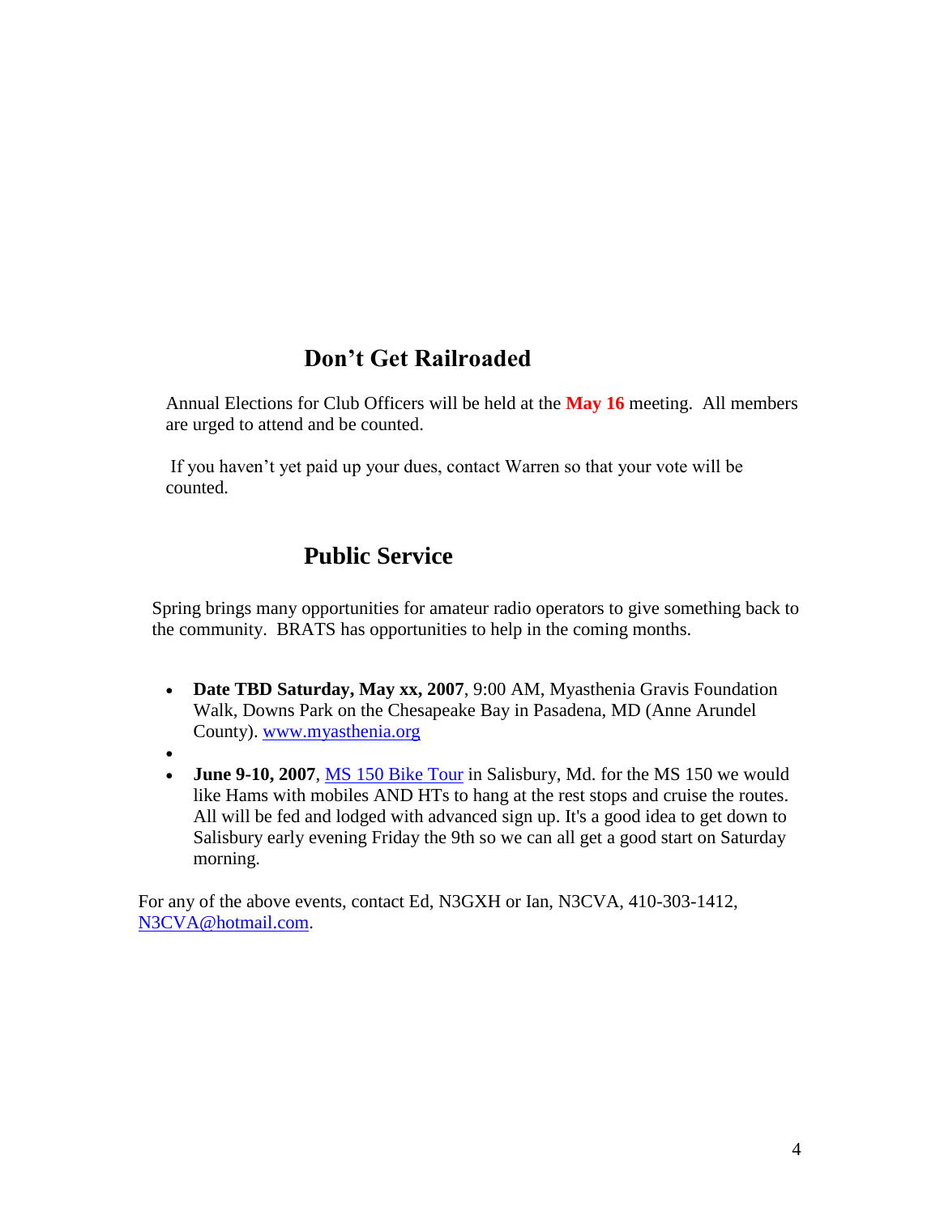## Don't Get Railroaded

Annual Elections for Club Officers will be held at the **May 16** meeting. All members are urged to attend and be counted.

If you haven't yet paid up your dues, contact Warren so that your vote will be counted.

## Public Service

Spring brings many opportunities for amateur radio operators to give something back to the community. BRATS has opportunities to help in the coming months.

- **Date TBD Saturday, May xx, 2007**, 9:00 AM, Myasthenia Gravis Foundation Walk, Downs Park on the Chesapeake Bay in Pasadena, MD (Anne Arundel County). www.myasthenia.org
- **June 9-10, 2007**, MS 150 Bike Tour in Salisbury, Md. for the MS 150 we would like Hams with mobiles AND HTs to hang at the rest stops and cruise the routes. All will be fed and lodged with advanced sign up. It's a good idea to get down to Salisbury early evening Friday the 9th so we can all get a good start on Saturday morning.

For any of the above events, contact Ed, N3GXH or Ian, N3CVA, 410-303-1412, N3CVA@hotmail.com.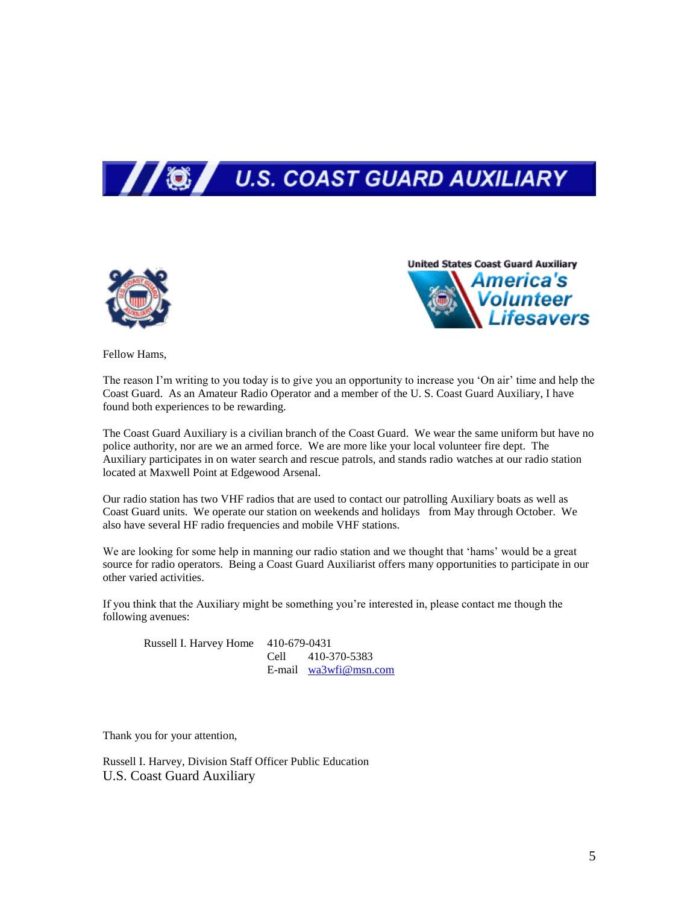# U.S. COAST GUARD AUXILIARY

United States Coast Guard Auxiliary
America's Volunteer Lifesavers

Fellow Hams,

The reason I'm writing to you today is to give you an opportunity to increase you 'On air' time and help the Coast Guard. As an Amateur Radio Operator and a member of the U. S. Coast Guard Auxiliary, I have found both experiences to be rewarding.

The Coast Guard Auxiliary is a civilian branch of the Coast Guard. We wear the same uniform but have no police authority, nor are we an armed force. We are more like your local volunteer fire dept. The Auxiliary participates in on water search and rescue patrols, and stands radio watches at our radio station located at Maxwell Point at Edgewood Arsenal.

Our radio station has two VHF radios that are used to contact our patrolling Auxiliary boats as well as Coast Guard units. We operate our station on weekends and holidays from May through October. We also have several HF radio frequencies and mobile VHF stations.

We are looking for some help in manning our radio station and we thought that 'hams' would be a great source for radio operators. Being a Coast Guard Auxiliarist offers many opportunities to participate in our other varied activities.

If you think that the Auxiliary might be something you're interested in, please contact me though the following avenues:

Russell I. Harvey Home 410-679-0431
Cell 410-370-5383
E-mail wa3wfi@msn.com

Thank you for your attention,

Russell I. Harvey, Division Staff Officer Public Education
U.S. Coast Guard Auxiliary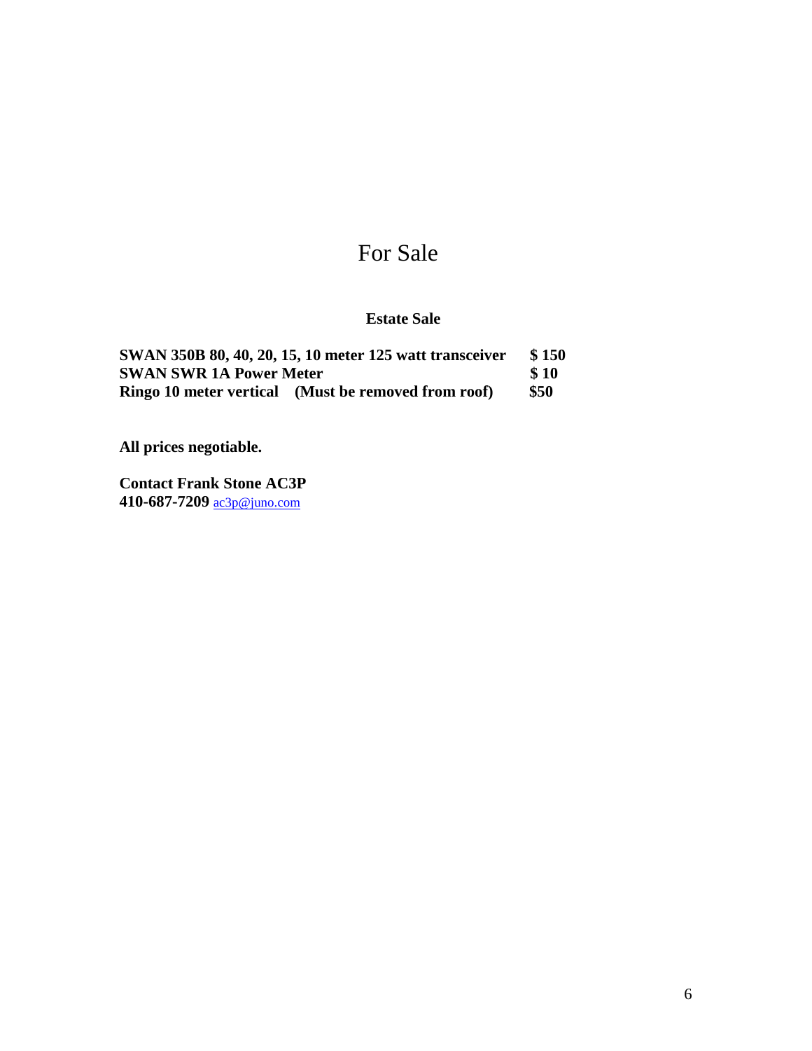# For Sale

## Estate Sale

| | |
|---|---|
| **SWAN 350B 80, 40, 20, 15, 10 meter 125 watt transceiver** | **$ 150** |
| **SWAN SWR 1A Power Meter** | **$ 10** |
| **Ringo 10 meter vertical (Must be removed from roof)** | **$50** |

**All prices negotiable.**

**Contact Frank Stone AC3P**
**410-687-7209** ac3p@juno.com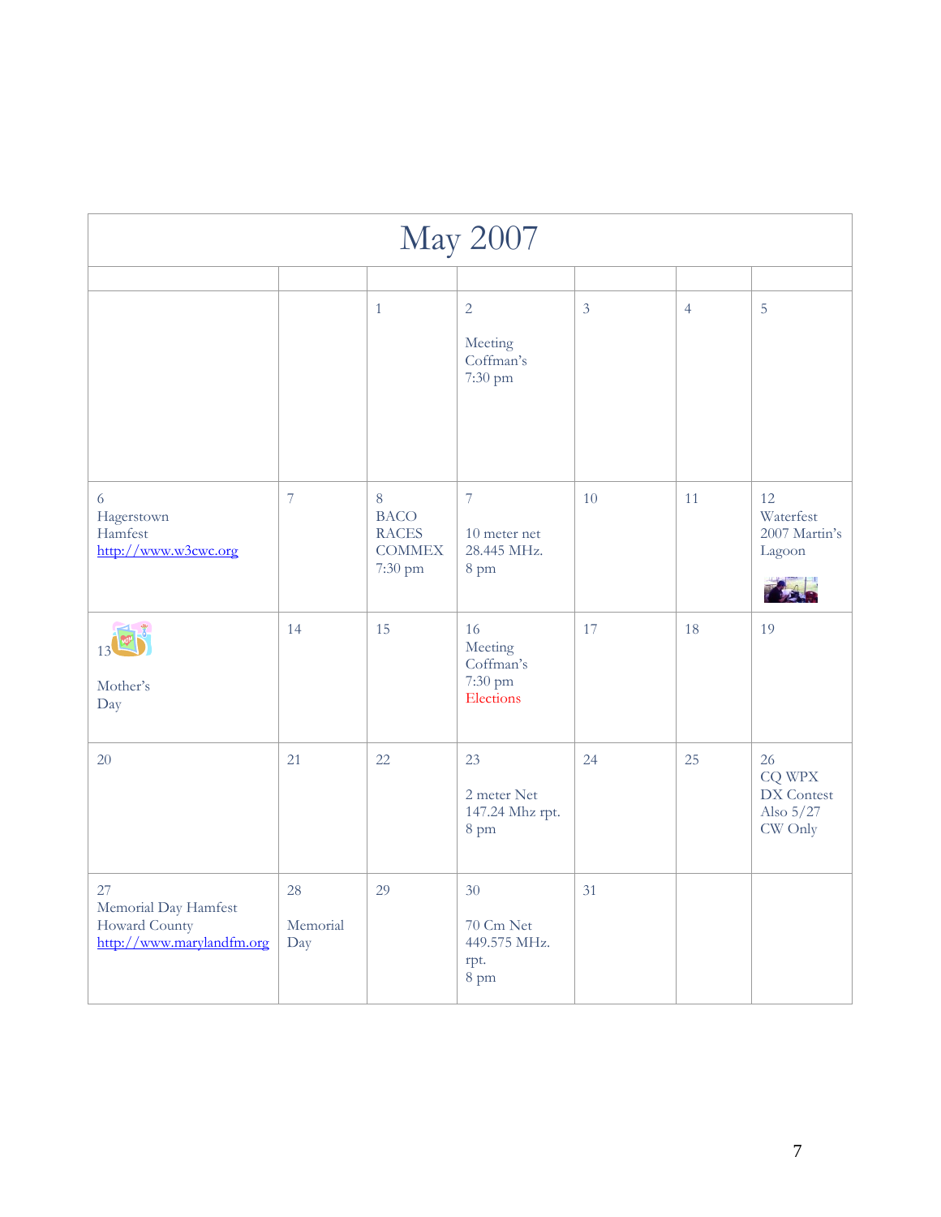# May 2007

| | | | | | | |
|---|---|---|---|---|---|---|
| | | 1 | 2<br><br>Meeting Coffman's 7:30 pm | 3 | 4 | 5 |
| 6<br>Hagerstown Hamfest<br>http://www.w3cwc.org | 7 | 8<br>BACO RACES COMMEX 7:30 pm | 7<br><br>10 meter net 28.445 MHz. 8 pm | 10 | 11 | 12<br>Waterfest 2007 Martin's Lagoon |
| 13<br><br>Mother's Day | 14 | 15 | 16<br>Meeting Coffman's 7:30 pm<br>Elections | 17 | 18 | 19 |
| 20 | 21 | 22 | 23<br><br>2 meter Net 147.24 Mhz rpt. 8 pm | 24 | 25 | 26<br>CQ WPX DX Contest Also 5/27 CW Only |
| 27<br>Memorial Day Hamfest Howard County<br>http://www.marylandfm.org | 28<br><br>Memorial Day | 29 | 30<br><br>70 Cm Net 449.575 MHz. rpt.<br>8 pm | 31 | | |